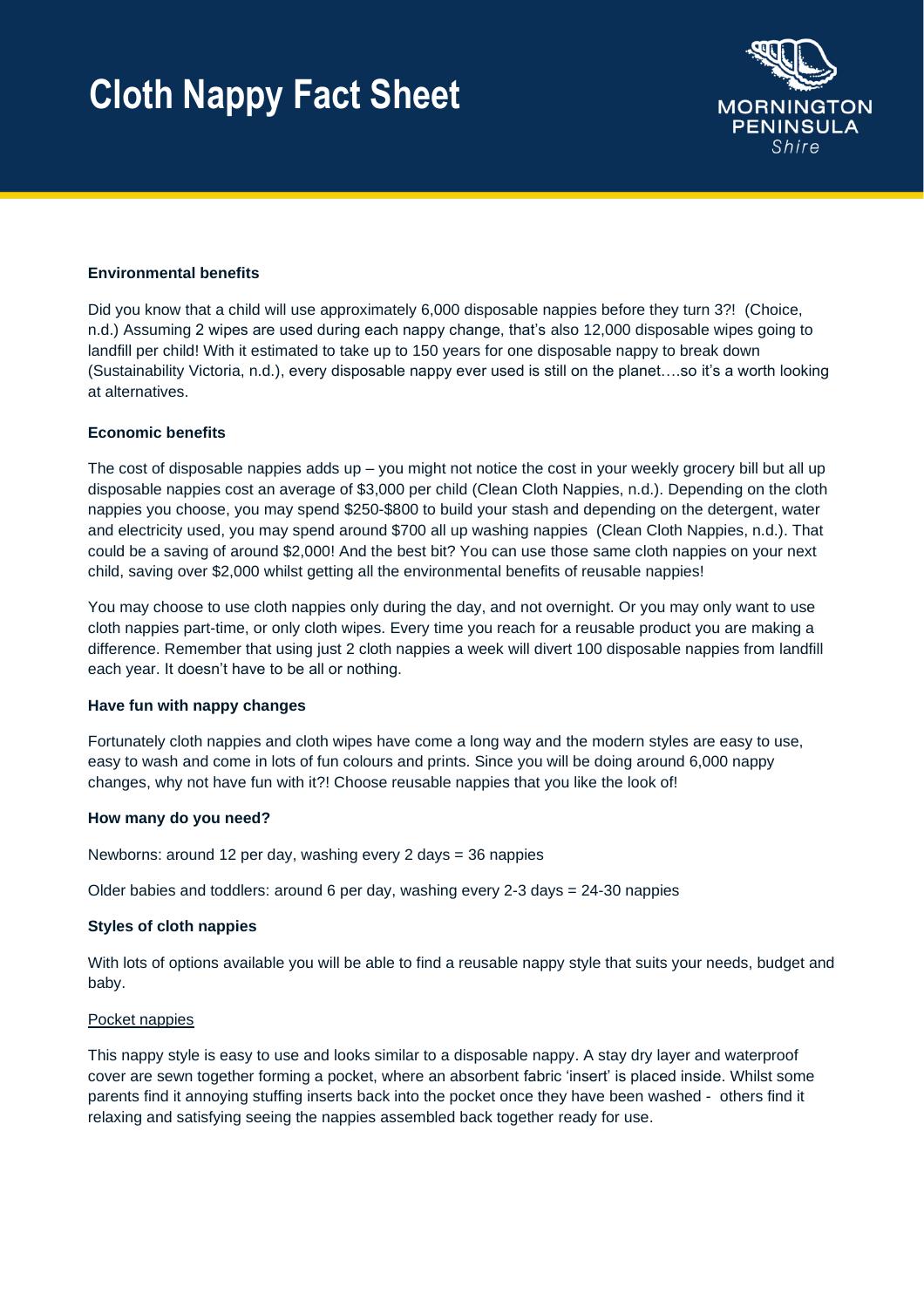# Cloth Nappy Fact Sheet

MORNINGTON PENINSULA Shire

**Environmental benefits**

Did you know that a child will use approximately 6,000 disposable nappies before they turn 3?! (Choice, n.d.) Assuming 2 wipes are used during each nappy change, that's also 12,000 disposable wipes going to landfill per child! With it estimated to take up to 150 years for one disposable nappy to break down (Sustainability Victoria, n.d.), every disposable nappy ever used is still on the planet….so it's a worth looking at alternatives.

**Economic benefits**

The cost of disposable nappies adds up – you might not notice the cost in your weekly grocery bill but all up disposable nappies cost an average of $3,000 per child (Clean Cloth Nappies, n.d.). Depending on the cloth nappies you choose, you may spend $250-$800 to build your stash and depending on the detergent, water and electricity used, you may spend around $700 all up washing nappies (Clean Cloth Nappies, n.d.). That could be a saving of around $2,000! And the best bit? You can use those same cloth nappies on your next child, saving over $2,000 whilst getting all the environmental benefits of reusable nappies!

You may choose to use cloth nappies only during the day, and not overnight. Or you may only want to use cloth nappies part-time, or only cloth wipes. Every time you reach for a reusable product you are making a difference. Remember that using just 2 cloth nappies a week will divert 100 disposable nappies from landfill each year. It doesn't have to be all or nothing.

**Have fun with nappy changes**

Fortunately cloth nappies and cloth wipes have come a long way and the modern styles are easy to use, easy to wash and come in lots of fun colours and prints. Since you will be doing around 6,000 nappy changes, why not have fun with it?! Choose reusable nappies that you like the look of!

**How many do you need?**

Newborns: around 12 per day, washing every 2 days = 36 nappies

Older babies and toddlers: around 6 per day, washing every 2-3 days = 24-30 nappies

**Styles of cloth nappies**

With lots of options available you will be able to find a reusable nappy style that suits your needs, budget and baby.

<u>Pocket nappies</u>

This nappy style is easy to use and looks similar to a disposable nappy. A stay dry layer and waterproof cover are sewn together forming a pocket, where an absorbent fabric 'insert' is placed inside. Whilst some parents find it annoying stuffing inserts back into the pocket once they have been washed - others find it relaxing and satisfying seeing the nappies assembled back together ready for use.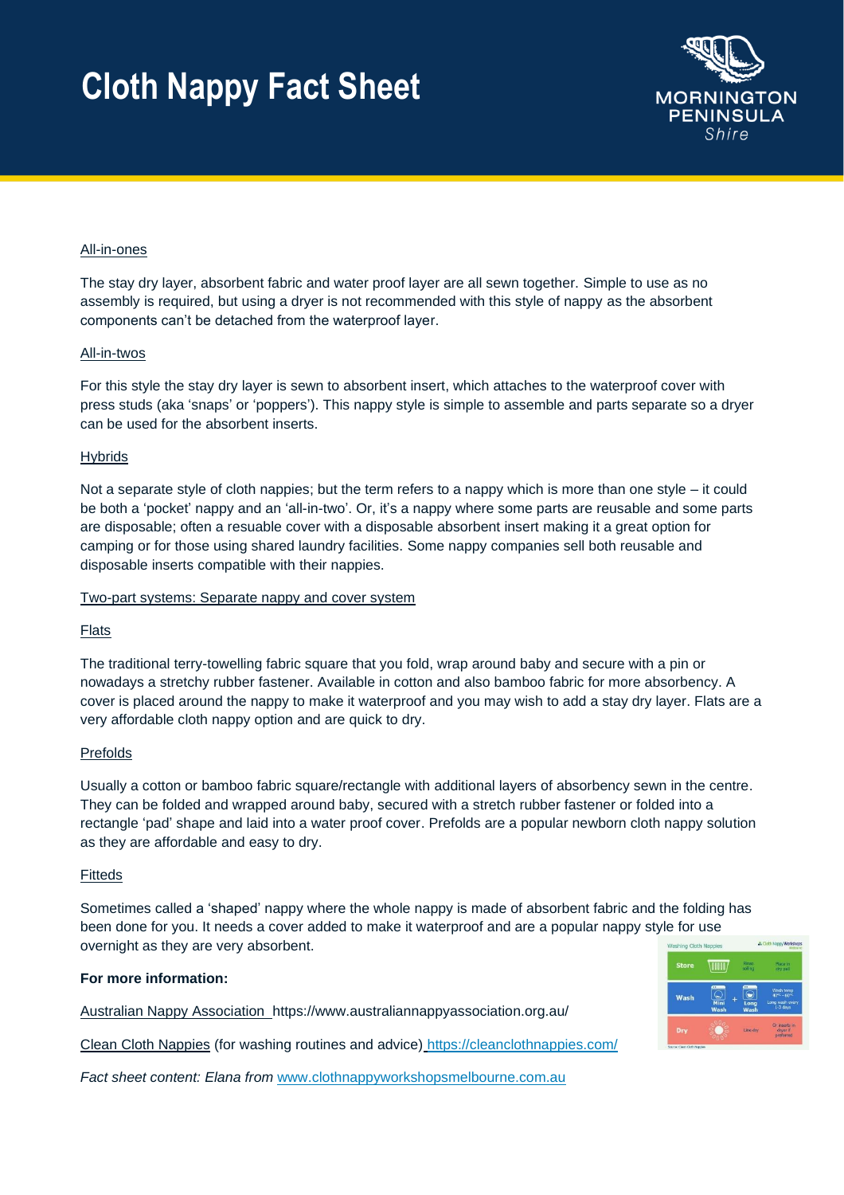# Cloth Nappy Fact Sheet

All-in-ones

The stay dry layer, absorbent fabric and water proof layer are all sewn together. Simple to use as no assembly is required, but using a dryer is not recommended with this style of nappy as the absorbent components can't be detached from the waterproof layer.

All-in-twos

For this style the stay dry layer is sewn to absorbent insert, which attaches to the waterproof cover with press studs (aka 'snaps' or 'poppers'). This nappy style is simple to assemble and parts separate so a dryer can be used for the absorbent inserts.

Hybrids

Not a separate style of cloth nappies; but the term refers to a nappy which is more than one style – it could be both a 'pocket' nappy and an 'all-in-two'. Or, it's a nappy where some parts are reusable and some parts are disposable; often a resuable cover with a disposable absorbent insert making it a great option for camping or for those using shared laundry facilities. Some nappy companies sell both reusable and disposable inserts compatible with their nappies.

Two-part systems: Separate nappy and cover system

Flats

The traditional terry-towelling fabric square that you fold, wrap around baby and secure with a pin or nowadays a stretchy rubber fastener. Available in cotton and also bamboo fabric for more absorbency. A cover is placed around the nappy to make it waterproof and you may wish to add a stay dry layer. Flats are a very affordable cloth nappy option and are quick to dry.

Prefolds

Usually a cotton or bamboo fabric square/rectangle with additional layers of absorbency sewn in the centre. They can be folded and wrapped around baby, secured with a stretch rubber fastener or folded into a rectangle 'pad' shape and laid into a water proof cover. Prefolds are a popular newborn cloth nappy solution as they are affordable and easy to dry.

Fitteds

Sometimes called a 'shaped' nappy where the whole nappy is made of absorbent fabric and the folding has been done for you. It needs a cover added to make it waterproof and are a popular nappy style for use overnight as they are very absorbent.

**For more information:**

Australian Nappy Association https://www.australiannappyassociation.org.au/

Clean Cloth Nappies (for washing routines and advice) https://cleanclothnappies.com/

*Fact sheet content: Elana from* www.clothnappyworkshopsmelbourne.com.au